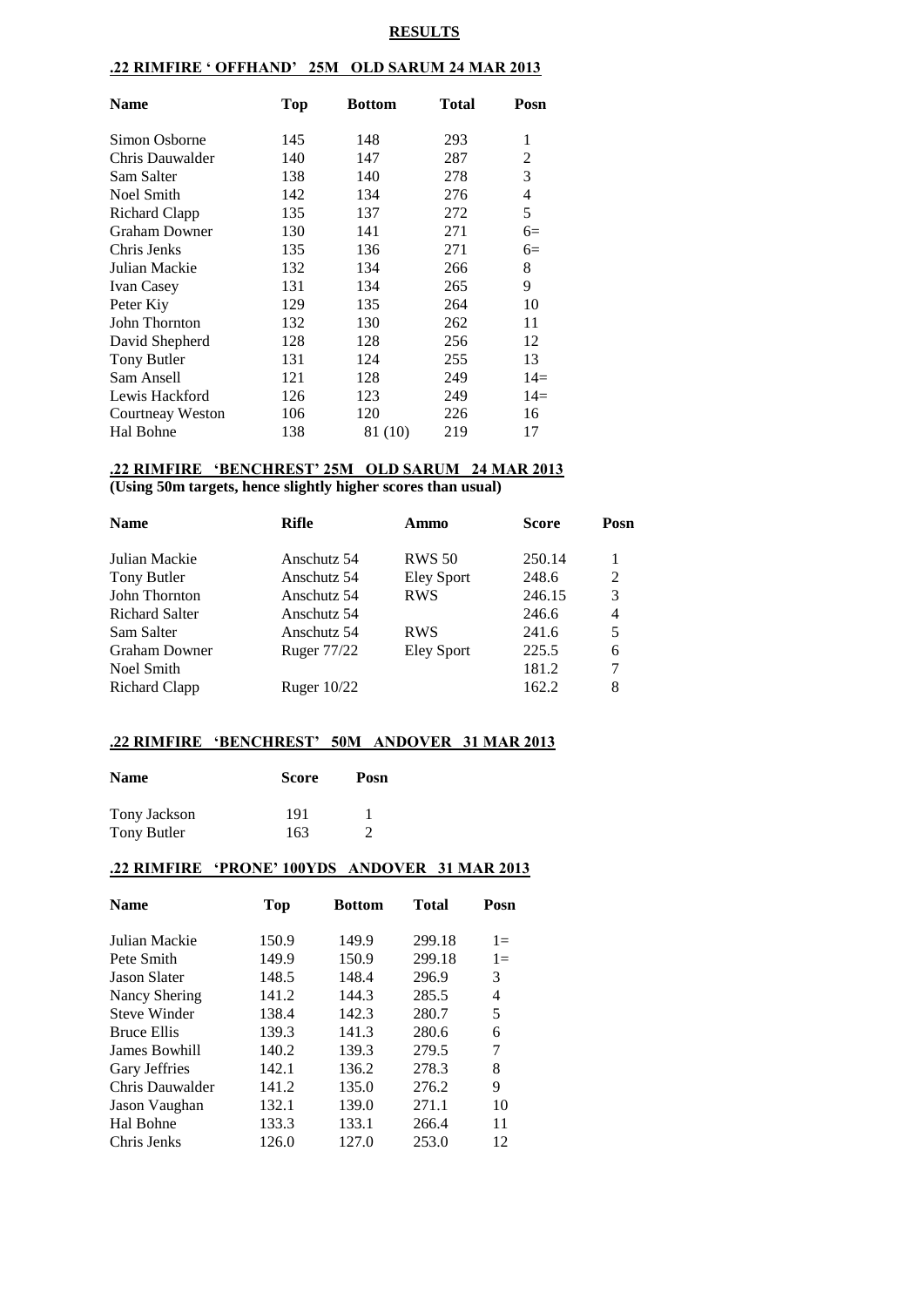# RESULTS

## .22 RIMFIRE ' OFFHAND' 25M OLD SARUM 24 MAR 2013

| Name | Top | Bottom | Total | Posn |
|---|---|---|---|---|
| Simon Osborne | 145 | 148 | 293 | 1 |
| Chris Dauwalder | 140 | 147 | 287 | 2 |
| Sam Salter | 138 | 140 | 278 | 3 |
| Noel Smith | 142 | 134 | 276 | 4 |
| Richard Clapp | 135 | 137 | 272 | 5 |
| Graham Downer | 130 | 141 | 271 | 6= |
| Chris Jenks | 135 | 136 | 271 | 6= |
| Julian Mackie | 132 | 134 | 266 | 8 |
| Ivan Casey | 131 | 134 | 265 | 9 |
| Peter Kiy | 129 | 135 | 264 | 10 |
| John Thornton | 132 | 130 | 262 | 11 |
| David Shepherd | 128 | 128 | 256 | 12 |
| Tony Butler | 131 | 124 | 255 | 13 |
| Sam Ansell | 121 | 128 | 249 | 14= |
| Lewis Hackford | 126 | 123 | 249 | 14= |
| Courtneay Weston | 106 | 120 | 226 | 16 |
| Hal Bohne | 138 | 81 (10) | 219 | 17 |

## .22 RIMFIRE 'BENCHREST' 25M OLD SARUM 24 MAR 2013

**(Using 50m targets, hence slightly higher scores than usual)**

| Name | Rifle | Ammo | Score | Posn |
|---|---|---|---|---|
| Julian Mackie | Anschutz 54 | RWS 50 | 250.14 | 1 |
| Tony Butler | Anschutz 54 | Eley Sport | 248.6 | 2 |
| John Thornton | Anschutz 54 | RWS | 246.15 | 3 |
| Richard Salter | Anschutz 54 | | 246.6 | 4 |
| Sam Salter | Anschutz 54 | RWS | 241.6 | 5 |
| Graham Downer | Ruger 77/22 | Eley Sport | 225.5 | 6 |
| Noel Smith | | | 181.2 | 7 |
| Richard Clapp | Ruger 10/22 | | 162.2 | 8 |

## .22 RIMFIRE 'BENCHREST' 50M ANDOVER 31 MAR 2013

| Name | Score | Posn |
|---|---|---|
| Tony Jackson | 191 | 1 |
| Tony Butler | 163 | 2 |

## .22 RIMFIRE 'PRONE' 100YDS ANDOVER 31 MAR 2013

| Name | Top | Bottom | Total | Posn |
|---|---|---|---|---|
| Julian Mackie | 150.9 | 149.9 | 299.18 | 1= |
| Pete Smith | 149.9 | 150.9 | 299.18 | 1= |
| Jason Slater | 148.5 | 148.4 | 296.9 | 3 |
| Nancy Shering | 141.2 | 144.3 | 285.5 | 4 |
| Steve Winder | 138.4 | 142.3 | 280.7 | 5 |
| Bruce Ellis | 139.3 | 141.3 | 280.6 | 6 |
| James Bowhill | 140.2 | 139.3 | 279.5 | 7 |
| Gary Jeffries | 142.1 | 136.2 | 278.3 | 8 |
| Chris Dauwalder | 141.2 | 135.0 | 276.2 | 9 |
| Jason Vaughan | 132.1 | 139.0 | 271.1 | 10 |
| Hal Bohne | 133.3 | 133.1 | 266.4 | 11 |
| Chris Jenks | 126.0 | 127.0 | 253.0 | 12 |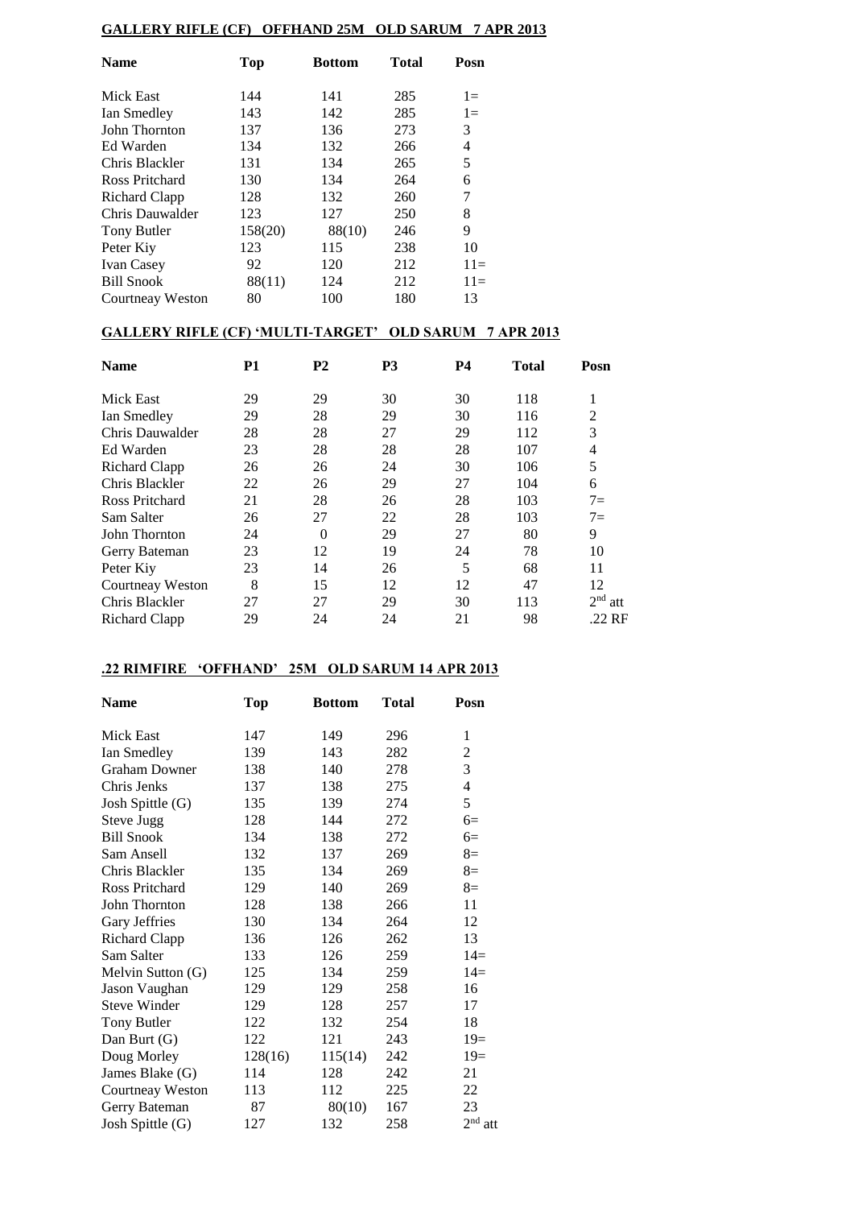## GALLERY RIFLE (CF) OFFHAND 25M OLD SARUM 7 APR 2013

| Name | Top | Bottom | Total | Posn |
|---|---|---|---|---|
| Mick East | 144 | 141 | 285 | 1= |
| Ian Smedley | 143 | 142 | 285 | 1= |
| John Thornton | 137 | 136 | 273 | 3 |
| Ed Warden | 134 | 132 | 266 | 4 |
| Chris Blackler | 131 | 134 | 265 | 5 |
| Ross Pritchard | 130 | 134 | 264 | 6 |
| Richard Clapp | 128 | 132 | 260 | 7 |
| Chris Dauwalder | 123 | 127 | 250 | 8 |
| Tony Butler | 158(20) | 88(10) | 246 | 9 |
| Peter Kiy | 123 | 115 | 238 | 10 |
| Ivan Casey | 92 | 120 | 212 | 11= |
| Bill Snook | 88(11) | 124 | 212 | 11= |
| Courtneay Weston | 80 | 100 | 180 | 13 |

## GALLERY RIFLE (CF) 'MULTI-TARGET' OLD SARUM 7 APR 2013

| Name | P1 | P2 | P3 | P4 | Total | Posn |
|---|---|---|---|---|---|---|
| Mick East | 29 | 29 | 30 | 30 | 118 | 1 |
| Ian Smedley | 29 | 28 | 29 | 30 | 116 | 2 |
| Chris Dauwalder | 28 | 28 | 27 | 29 | 112 | 3 |
| Ed Warden | 23 | 28 | 28 | 28 | 107 | 4 |
| Richard Clapp | 26 | 26 | 24 | 30 | 106 | 5 |
| Chris Blackler | 22 | 26 | 29 | 27 | 104 | 6 |
| Ross Pritchard | 21 | 28 | 26 | 28 | 103 | 7= |
| Sam Salter | 26 | 27 | 22 | 28 | 103 | 7= |
| John Thornton | 24 | 0 | 29 | 27 | 80 | 9 |
| Gerry Bateman | 23 | 12 | 19 | 24 | 78 | 10 |
| Peter Kiy | 23 | 14 | 26 | 5 | 68 | 11 |
| Courtneay Weston | 8 | 15 | 12 | 12 | 47 | 12 |
| Chris Blackler | 27 | 27 | 29 | 30 | 113 | 2nd att |
| Richard Clapp | 29 | 24 | 24 | 21 | 98 | .22 RF |

## .22 RIMFIRE 'OFFHAND' 25M OLD SARUM 14 APR 2013

| Name | Top | Bottom | Total | Posn |
|---|---|---|---|---|
| Mick East | 147 | 149 | 296 | 1 |
| Ian Smedley | 139 | 143 | 282 | 2 |
| Graham Downer | 138 | 140 | 278 | 3 |
| Chris Jenks | 137 | 138 | 275 | 4 |
| Josh Spittle (G) | 135 | 139 | 274 | 5 |
| Steve Jugg | 128 | 144 | 272 | 6= |
| Bill Snook | 134 | 138 | 272 | 6= |
| Sam Ansell | 132 | 137 | 269 | 8= |
| Chris Blackler | 135 | 134 | 269 | 8= |
| Ross Pritchard | 129 | 140 | 269 | 8= |
| John Thornton | 128 | 138 | 266 | 11 |
| Gary Jeffries | 130 | 134 | 264 | 12 |
| Richard Clapp | 136 | 126 | 262 | 13 |
| Sam Salter | 133 | 126 | 259 | 14= |
| Melvin Sutton (G) | 125 | 134 | 259 | 14= |
| Jason Vaughan | 129 | 129 | 258 | 16 |
| Steve Winder | 129 | 128 | 257 | 17 |
| Tony Butler | 122 | 132 | 254 | 18 |
| Dan Burt (G) | 122 | 121 | 243 | 19= |
| Doug Morley | 128(16) | 115(14) | 242 | 19= |
| James Blake (G) | 114 | 128 | 242 | 21 |
| Courtneay Weston | 113 | 112 | 225 | 22 |
| Gerry Bateman | 87 | 80(10) | 167 | 23 |
| Josh Spittle (G) | 127 | 132 | 258 | 2nd att |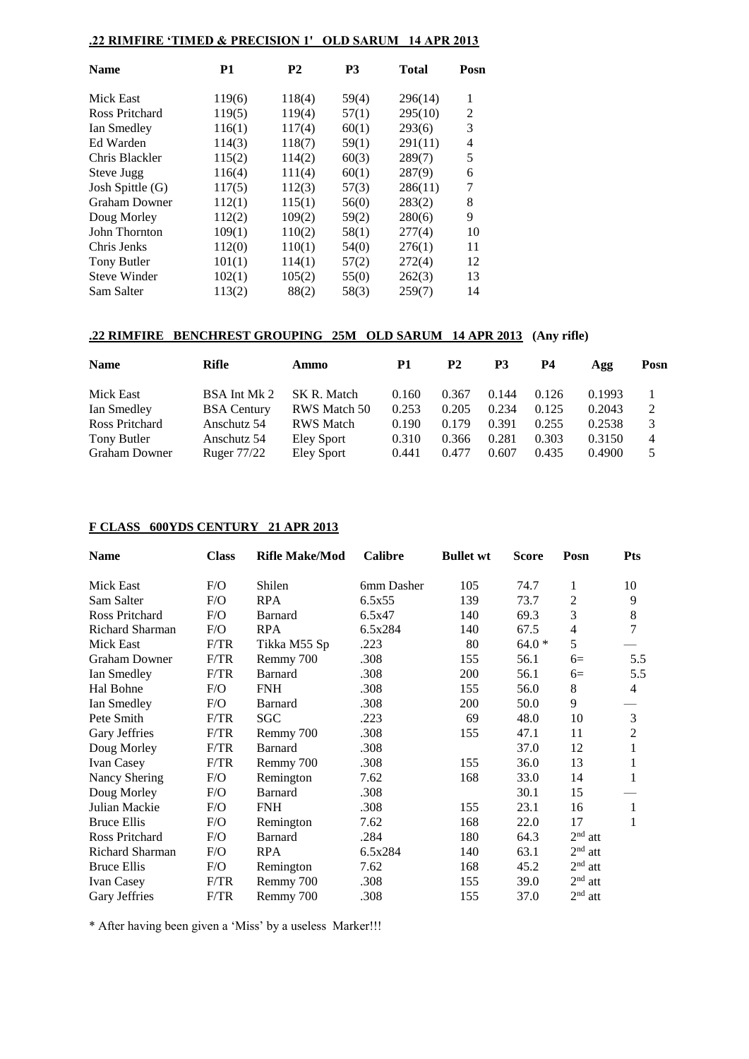**.22 RIMFIRE 'TIMED & PRECISION 1' OLD SARUM 14 APR 2013**

| Name | P1 | P2 | P3 | Total | Posn |
|---|---|---|---|---|---|
| Mick East | 119(6) | 118(4) | 59(4) | 296(14) | 1 |
| Ross Pritchard | 119(5) | 119(4) | 57(1) | 295(10) | 2 |
| Ian Smedley | 116(1) | 117(4) | 60(1) | 293(6) | 3 |
| Ed Warden | 114(3) | 118(7) | 59(1) | 291(11) | 4 |
| Chris Blackler | 115(2) | 114(2) | 60(3) | 289(7) | 5 |
| Steve Jugg | 116(4) | 111(4) | 60(1) | 287(9) | 6 |
| Josh Spittle (G) | 117(5) | 112(3) | 57(3) | 286(11) | 7 |
| Graham Downer | 112(1) | 115(1) | 56(0) | 283(2) | 8 |
| Doug Morley | 112(2) | 109(2) | 59(2) | 280(6) | 9 |
| John Thornton | 109(1) | 110(2) | 58(1) | 277(4) | 10 |
| Chris Jenks | 112(0) | 110(1) | 54(0) | 276(1) | 11 |
| Tony Butler | 101(1) | 114(1) | 57(2) | 272(4) | 12 |
| Steve Winder | 102(1) | 105(2) | 55(0) | 262(3) | 13 |
| Sam Salter | 113(2) | 88(2) | 58(3) | 259(7) | 14 |

**.22 RIMFIRE BENCHREST GROUPING 25M OLD SARUM 14 APR 2013 (Any rifle)**

| Name | Rifle | Ammo | P1 | P2 | P3 | P4 | Agg | Posn |
|---|---|---|---|---|---|---|---|---|
| Mick East | BSA Int Mk 2 | SK R. Match | 0.160 | 0.367 | 0.144 | 0.126 | 0.1993 | 1 |
| Ian Smedley | BSA Century | RWS Match 50 | 0.253 | 0.205 | 0.234 | 0.125 | 0.2043 | 2 |
| Ross Pritchard | Anschutz 54 | RWS Match | 0.190 | 0.179 | 0.391 | 0.255 | 0.2538 | 3 |
| Tony Butler | Anschutz 54 | Eley Sport | 0.310 | 0.366 | 0.281 | 0.303 | 0.3150 | 4 |
| Graham Downer | Ruger 77/22 | Eley Sport | 0.441 | 0.477 | 0.607 | 0.435 | 0.4900 | 5 |

**F CLASS 600YDS CENTURY 21 APR 2013**

| Name | Class | Rifle Make/Mod | Calibre | Bullet wt | Score | Posn | Pts |
|---|---|---|---|---|---|---|---|
| Mick East | F/O | Shilen | 6mm Dasher | 105 | 74.7 | 1 | 10 |
| Sam Salter | F/O | RPA | 6.5x55 | 139 | 73.7 | 2 | 9 |
| Ross Pritchard | F/O | Barnard | 6.5x47 | 140 | 69.3 | 3 | 8 |
| Richard Sharman | F/O | RPA | 6.5x284 | 140 | 67.5 | 4 | 7 |
| Mick East | F/TR | Tikka M55 Sp | .223 | 80 | 64.0 * | 5 | — |
| Graham Downer | F/TR | Remmy 700 | .308 | 155 | 56.1 | 6= | 5.5 |
| Ian Smedley | F/TR | Barnard | .308 | 200 | 56.1 | 6= | 5.5 |
| Hal Bohne | F/O | FNH | .308 | 155 | 56.0 | 8 | 4 |
| Ian Smedley | F/O | Barnard | .308 | 200 | 50.0 | 9 | — |
| Pete Smith | F/TR | SGC | .223 | 69 | 48.0 | 10 | 3 |
| Gary Jeffries | F/TR | Remmy 700 | .308 | 155 | 47.1 | 11 | 2 |
| Doug Morley | F/TR | Barnard | .308 | | 37.0 | 12 | 1 |
| Ivan Casey | F/TR | Remmy 700 | .308 | 155 | 36.0 | 13 | 1 |
| Nancy Shering | F/O | Remington | 7.62 | 168 | 33.0 | 14 | 1 |
| Doug Morley | F/O | Barnard | .308 | | 30.1 | 15 | — |
| Julian Mackie | F/O | FNH | .308 | 155 | 23.1 | 16 | 1 |
| Bruce Ellis | F/O | Remington | 7.62 | 168 | 22.0 | 17 | 1 |
| Ross Pritchard | F/O | Barnard | .284 | 180 | 64.3 | 2nd att | |
| Richard Sharman | F/O | RPA | 6.5x284 | 140 | 63.1 | 2nd att | |
| Bruce Ellis | F/O | Remington | 7.62 | 168 | 45.2 | 2nd att | |
| Ivan Casey | F/TR | Remmy 700 | .308 | 155 | 39.0 | 2nd att | |
| Gary Jeffries | F/TR | Remmy 700 | .308 | 155 | 37.0 | 2nd att | |

* After having been given a 'Miss' by a useless Marker!!!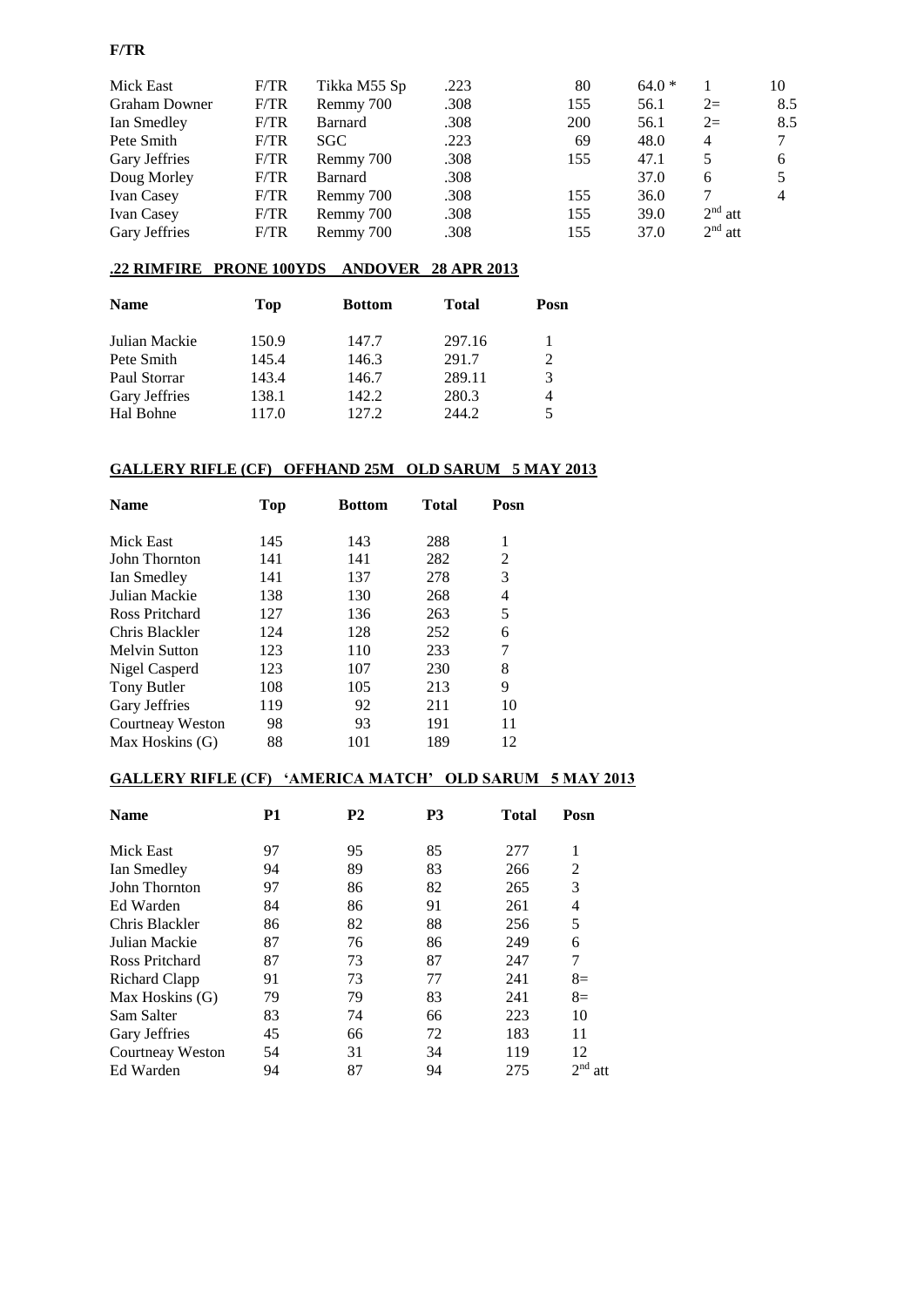**F/TR**

| | | | | | | | |
|---|---|---|---|---|---|---|---|
| Mick East | F/TR | Tikka M55 Sp | .223 | 80 | 64.0 * | 1 | 10 |
| Graham Downer | F/TR | Remmy 700 | .308 | 155 | 56.1 | 2= | 8.5 |
| Ian Smedley | F/TR | Barnard | .308 | 200 | 56.1 | 2= | 8.5 |
| Pete Smith | F/TR | SGC | .223 | 69 | 48.0 | 4 | 7 |
| Gary Jeffries | F/TR | Remmy 700 | .308 | 155 | 47.1 | 5 | 6 |
| Doug Morley | F/TR | Barnard | .308 | | 37.0 | 6 | 5 |
| Ivan Casey | F/TR | Remmy 700 | .308 | 155 | 36.0 | 7 | 4 |
| Ivan Casey | F/TR | Remmy 700 | .308 | 155 | 39.0 | 2nd att | |
| Gary Jeffries | F/TR | Remmy 700 | .308 | 155 | 37.0 | 2nd att | |

## .22 RIMFIRE PRONE 100YDS ANDOVER 28 APR 2013

| Name | Top | Bottom | Total | Posn |
|---|---|---|---|---|
| Julian Mackie | 150.9 | 147.7 | 297.16 | 1 |
| Pete Smith | 145.4 | 146.3 | 291.7 | 2 |
| Paul Storrar | 143.4 | 146.7 | 289.11 | 3 |
| Gary Jeffries | 138.1 | 142.2 | 280.3 | 4 |
| Hal Bohne | 117.0 | 127.2 | 244.2 | 5 |

## GALLERY RIFLE (CF) OFFHAND 25M OLD SARUM 5 MAY 2013

| Name | Top | Bottom | Total | Posn |
|---|---|---|---|---|
| Mick East | 145 | 143 | 288 | 1 |
| John Thornton | 141 | 141 | 282 | 2 |
| Ian Smedley | 141 | 137 | 278 | 3 |
| Julian Mackie | 138 | 130 | 268 | 4 |
| Ross Pritchard | 127 | 136 | 263 | 5 |
| Chris Blackler | 124 | 128 | 252 | 6 |
| Melvin Sutton | 123 | 110 | 233 | 7 |
| Nigel Casperd | 123 | 107 | 230 | 8 |
| Tony Butler | 108 | 105 | 213 | 9 |
| Gary Jeffries | 119 | 92 | 211 | 10 |
| Courtneay Weston | 98 | 93 | 191 | 11 |
| Max Hoskins (G) | 88 | 101 | 189 | 12 |

## GALLERY RIFLE (CF) 'AMERICA MATCH' OLD SARUM 5 MAY 2013

| Name | P1 | P2 | P3 | Total | Posn |
|---|---|---|---|---|---|
| Mick East | 97 | 95 | 85 | 277 | 1 |
| Ian Smedley | 94 | 89 | 83 | 266 | 2 |
| John Thornton | 97 | 86 | 82 | 265 | 3 |
| Ed Warden | 84 | 86 | 91 | 261 | 4 |
| Chris Blackler | 86 | 82 | 88 | 256 | 5 |
| Julian Mackie | 87 | 76 | 86 | 249 | 6 |
| Ross Pritchard | 87 | 73 | 87 | 247 | 7 |
| Richard Clapp | 91 | 73 | 77 | 241 | 8= |
| Max Hoskins (G) | 79 | 79 | 83 | 241 | 8= |
| Sam Salter | 83 | 74 | 66 | 223 | 10 |
| Gary Jeffries | 45 | 66 | 72 | 183 | 11 |
| Courtneay Weston | 54 | 31 | 34 | 119 | 12 |
| Ed Warden | 94 | 87 | 94 | 275 | 2nd att |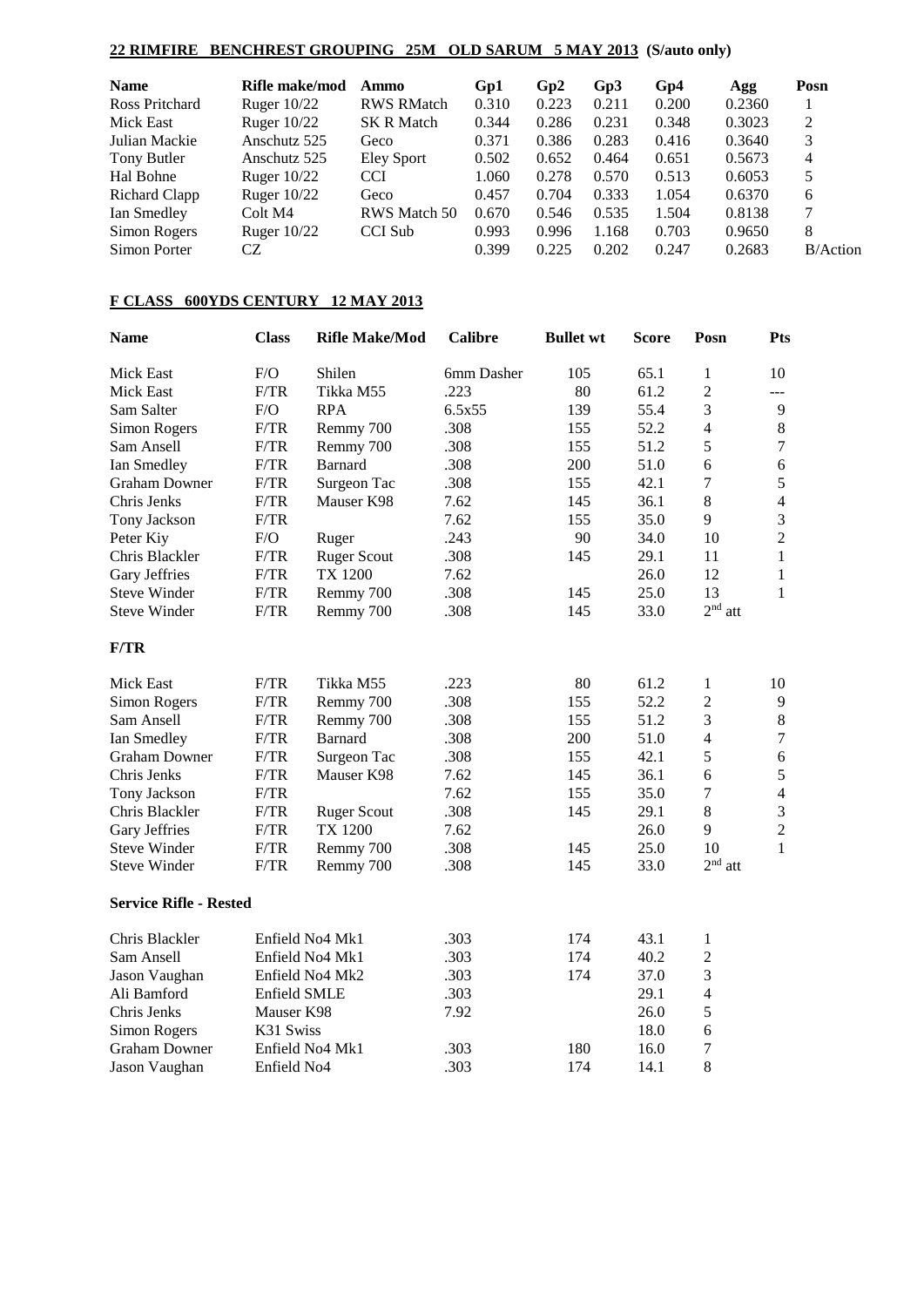**22 RIMFIRE BENCHREST GROUPING 25M OLD SARUM 5 MAY 2013 (S/auto only)**

| Name | Rifle make/mod | Ammo | Gp1 | Gp2 | Gp3 | Gp4 | Agg | Posn |
|---|---|---|---|---|---|---|---|---|
| Ross Pritchard | Ruger 10/22 | RWS RMatch | 0.310 | 0.223 | 0.211 | 0.200 | 0.2360 | 1 |
| Mick East | Ruger 10/22 | SK R Match | 0.344 | 0.286 | 0.231 | 0.348 | 0.3023 | 2 |
| Julian Mackie | Anschutz 525 | Geco | 0.371 | 0.386 | 0.283 | 0.416 | 0.3640 | 3 |
| Tony Butler | Anschutz 525 | Eley Sport | 0.502 | 0.652 | 0.464 | 0.651 | 0.5673 | 4 |
| Hal Bohne | Ruger 10/22 | CCI | 1.060 | 0.278 | 0.570 | 0.513 | 0.6053 | 5 |
| Richard Clapp | Ruger 10/22 | Geco | 0.457 | 0.704 | 0.333 | 1.054 | 0.6370 | 6 |
| Ian Smedley | Colt M4 | RWS Match 50 | 0.670 | 0.546 | 0.535 | 1.504 | 0.8138 | 7 |
| Simon Rogers | Ruger 10/22 | CCI Sub | 0.993 | 0.996 | 1.168 | 0.703 | 0.9650 | 8 |
| Simon Porter | CZ | | 0.399 | 0.225 | 0.202 | 0.247 | 0.2683 | B/Action |

**F CLASS 600YDS CENTURY 12 MAY 2013**

| Name | Class | Rifle Make/Mod | Calibre | Bullet wt | Score | Posn | Pts |
|---|---|---|---|---|---|---|---|
| Mick East | F/O | Shilen | 6mm Dasher | 105 | 65.1 | 1 | 10 |
| Mick East | F/TR | Tikka M55 | .223 | 80 | 61.2 | 2 | --- |
| Sam Salter | F/O | RPA | 6.5x55 | 139 | 55.4 | 3 | 9 |
| Simon Rogers | F/TR | Remmy 700 | .308 | 155 | 52.2 | 4 | 8 |
| Sam Ansell | F/TR | Remmy 700 | .308 | 155 | 51.2 | 5 | 7 |
| Ian Smedley | F/TR | Barnard | .308 | 200 | 51.0 | 6 | 6 |
| Graham Downer | F/TR | Surgeon Tac | .308 | 155 | 42.1 | 7 | 5 |
| Chris Jenks | F/TR | Mauser K98 | 7.62 | 145 | 36.1 | 8 | 4 |
| Tony Jackson | F/TR | | 7.62 | 155 | 35.0 | 9 | 3 |
| Peter Kiy | F/O | Ruger | .243 | 90 | 34.0 | 10 | 2 |
| Chris Blackler | F/TR | Ruger Scout | .308 | 145 | 29.1 | 11 | 1 |
| Gary Jeffries | F/TR | TX 1200 | 7.62 | | 26.0 | 12 | 1 |
| Steve Winder | F/TR | Remmy 700 | .308 | 145 | 25.0 | 13 | 1 |
| Steve Winder | F/TR | Remmy 700 | .308 | 145 | 33.0 | 2nd att | |

**F/TR**

| Name | Class | Rifle Make/Mod | Calibre | Bullet wt | Score | Posn | Pts |
|---|---|---|---|---|---|---|---|
| Mick East | F/TR | Tikka M55 | .223 | 80 | 61.2 | 1 | 10 |
| Simon Rogers | F/TR | Remmy 700 | .308 | 155 | 52.2 | 2 | 9 |
| Sam Ansell | F/TR | Remmy 700 | .308 | 155 | 51.2 | 3 | 8 |
| Ian Smedley | F/TR | Barnard | .308 | 200 | 51.0 | 4 | 7 |
| Graham Downer | F/TR | Surgeon Tac | .308 | 155 | 42.1 | 5 | 6 |
| Chris Jenks | F/TR | Mauser K98 | 7.62 | 145 | 36.1 | 6 | 5 |
| Tony Jackson | F/TR | | 7.62 | 155 | 35.0 | 7 | 4 |
| Chris Blackler | F/TR | Ruger Scout | .308 | 145 | 29.1 | 8 | 3 |
| Gary Jeffries | F/TR | TX 1200 | 7.62 | | 26.0 | 9 | 2 |
| Steve Winder | F/TR | Remmy 700 | .308 | 145 | 25.0 | 10 | 1 |
| Steve Winder | F/TR | Remmy 700 | .308 | 145 | 33.0 | 2nd att | |

**Service Rifle - Rested**

| Name | Rifle | Calibre | Bullet wt | Score | Posn |
|---|---|---|---|---|---|
| Chris Blackler | Enfield No4 Mk1 | .303 | 174 | 43.1 | 1 |
| Sam Ansell | Enfield No4 Mk1 | .303 | 174 | 40.2 | 2 |
| Jason Vaughan | Enfield No4 Mk2 | .303 | 174 | 37.0 | 3 |
| Ali Bamford | Enfield SMLE | .303 | | 29.1 | 4 |
| Chris Jenks | Mauser K98 | 7.92 | | 26.0 | 5 |
| Simon Rogers | K31 Swiss | | | 18.0 | 6 |
| Graham Downer | Enfield No4 Mk1 | .303 | 180 | 16.0 | 7 |
| Jason Vaughan | Enfield No4 | .303 | 174 | 14.1 | 8 |